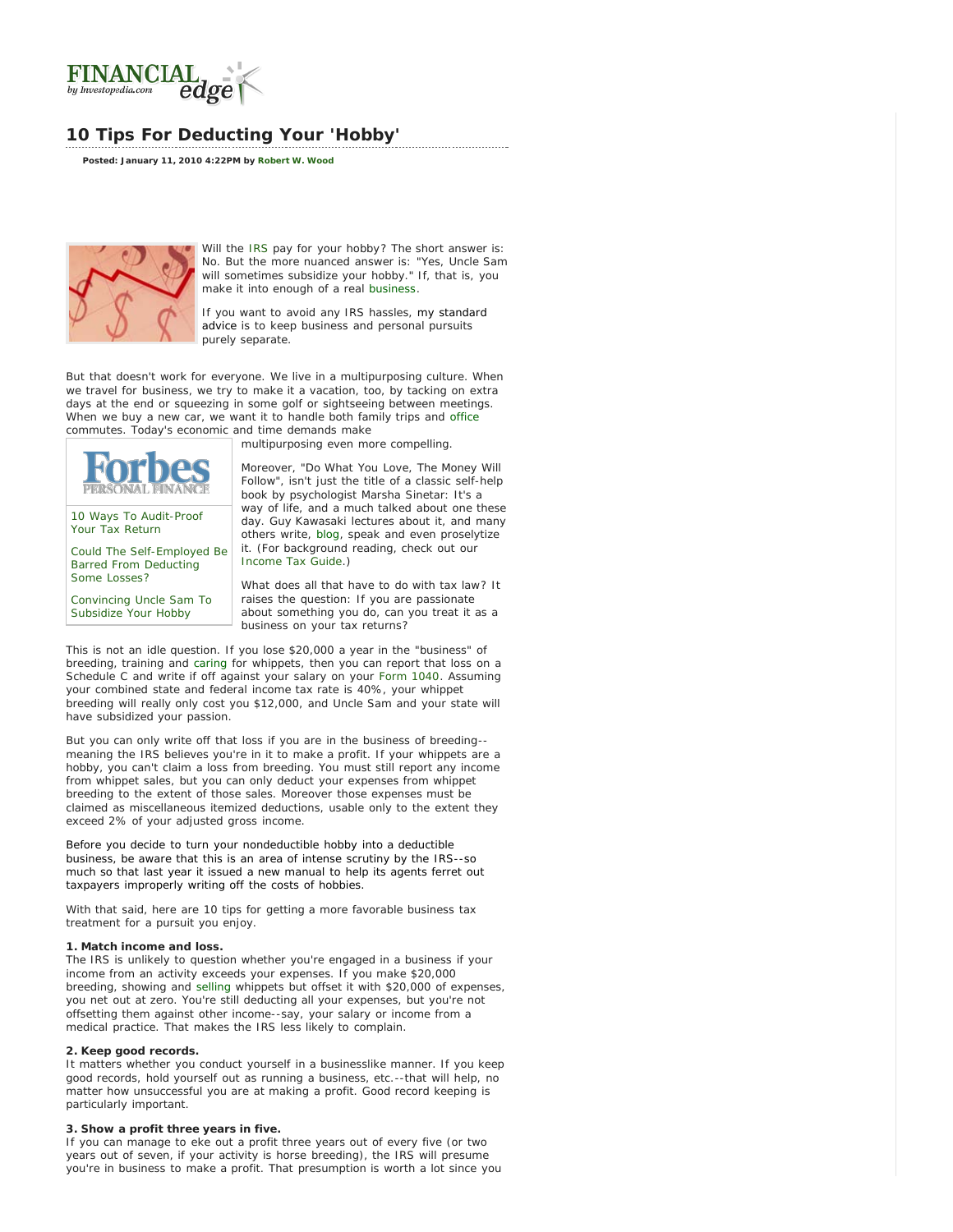FINANCIAL edge by Investopedia.com

# 10 Tips For Deducting Your 'Hobby'

**Posted: January 11, 2010 4:22PM by Robert W. Wood**

Will the IRS pay for your hobby? The short answer is: No. But the more nuanced answer is: "Yes, Uncle Sam will sometimes subsidize your hobby." If, that is, you make it into enough of a real business.

If you want to avoid any IRS hassles, my standard advice is to keep business and personal pursuits purely separate.

But that doesn't work for everyone. We live in a multipurposing culture. When we travel for business, we try to make it a vacation, too, by tacking on extra days at the end or squeezing in some golf or sightseeing between meetings. When we buy a new car, we want it to handle both family trips and office commutes. Today's economic and time demands make multipurposing even more compelling.

> **Forbes PERSONAL FINANCE**
>
> 10 Ways To Audit-Proof Your Tax Return
>
> Could The Self-Employed Be Barred From Deducting Some Losses?
>
> Convincing Uncle Sam To Subsidize Your Hobby

Moreover, "Do What You Love, The Money Will Follow", isn't just the title of a classic self-help book by psychologist Marsha Sinetar: It's a way of life, and a much talked about one these day. Guy Kawasaki lectures about it, and many others write, blog, speak and even proselytize it. (For background reading, check out our Income Tax Guide.)

What does all that have to do with tax law? It raises the question: If you are passionate about something you do, can you treat it as a business on your tax returns?

This is not an idle question. If you lose $20,000 a year in the "business" of breeding, training and caring for whippets, then you can report that loss on a Schedule C and write if off against your salary on your Form 1040. Assuming your combined state and federal income tax rate is 40%, your whippet breeding will really only cost you $12,000, and Uncle Sam and your state will have subsidized your passion.

But you can only write off that loss if you are in the business of breeding--meaning the IRS believes you're in it to make a profit. If your whippets are a hobby, you can't claim a loss from breeding. You must still report any income from whippet sales, but you can only deduct your expenses from whippet breeding to the extent of those sales. Moreover those expenses must be claimed as miscellaneous itemized deductions, usable only to the extent they exceed 2% of your adjusted gross income.

Before you decide to turn your nondeductible hobby into a deductible business, be aware that this is an area of intense scrutiny by the IRS--so much so that last year it issued a new manual to help its agents ferret out taxpayers improperly writing off the costs of hobbies.

With that said, here are 10 tips for getting a more favorable business tax treatment for a pursuit you enjoy.

**1. Match income and loss.**
The IRS is unlikely to question whether you're engaged in a business if your income from an activity exceeds your expenses. If you make $20,000 breeding, showing and selling whippets but offset it with $20,000 of expenses, you net out at zero. You're still deducting all your expenses, but you're not offsetting them against other income--say, your salary or income from a medical practice. That makes the IRS less likely to complain.

**2. Keep good records.**
It matters whether you conduct yourself in a businesslike manner. If you keep good records, hold yourself out as running a business, etc.--that will help, no matter how unsuccessful you are at making a profit. Good record keeping is particularly important.

**3. Show a profit three years in five.**
If you can manage to eke out a profit three years out of every five (or two years out of seven, if your activity is horse breeding), the IRS will presume you're in business to make a profit. That presumption is worth a lot since you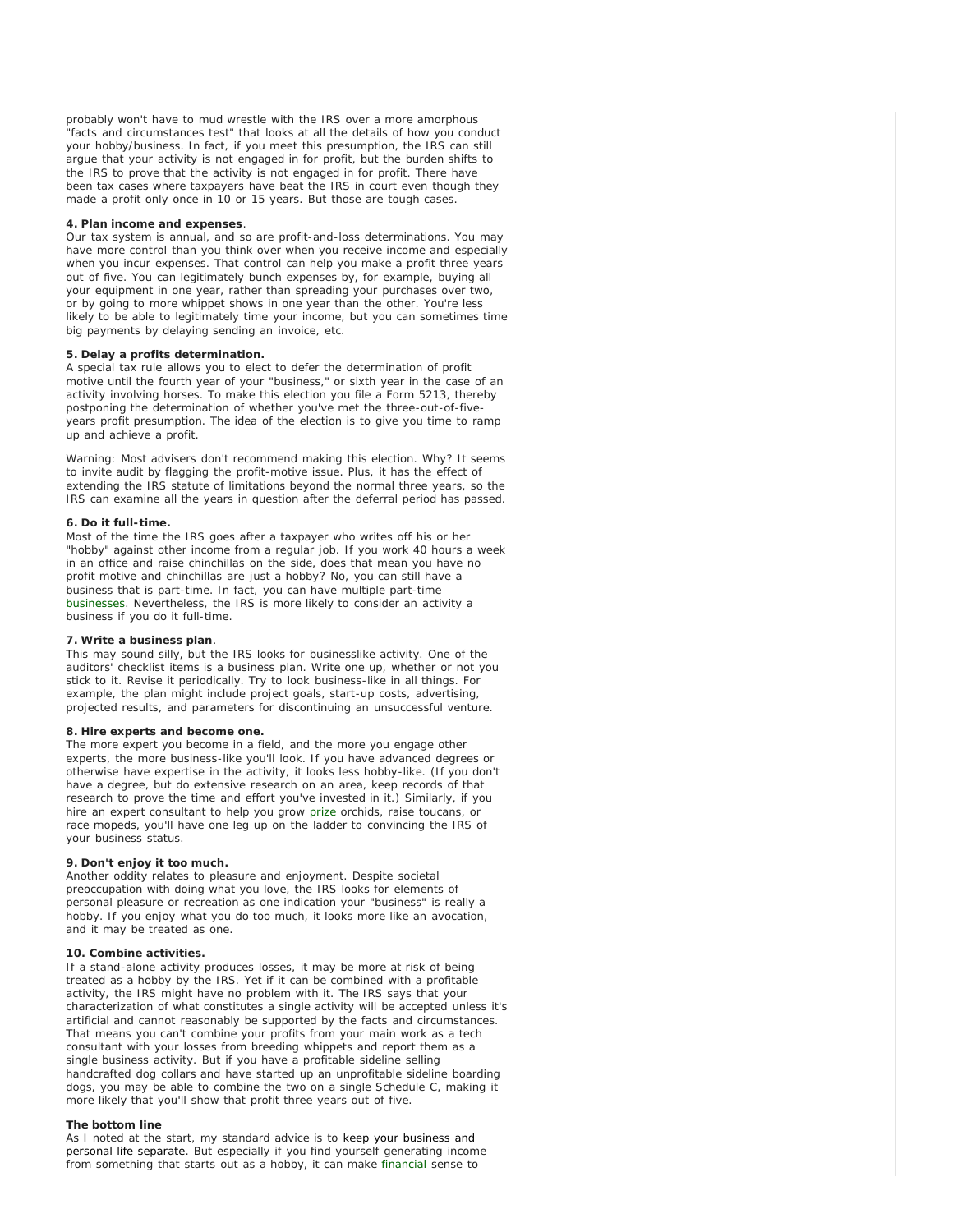probably won't have to mud wrestle with the IRS over a more amorphous "facts and circumstances test" that looks at all the details of how you conduct your hobby/business. In fact, if you meet this presumption, the IRS can still argue that your activity is not engaged in for profit, but the burden shifts to the IRS to prove that the activity is not engaged in for profit. There have been tax cases where taxpayers have beat the IRS in court even though they made a profit only once in 10 or 15 years. But those are tough cases.

**4. Plan income and expenses**.
Our tax system is annual, and so are profit-and-loss determinations. You may have more control than you think over when you receive income and especially when you incur expenses. That control can help you make a profit three years out of five. You can legitimately bunch expenses by, for example, buying all your equipment in one year, rather than spreading your purchases over two, or by going to more whippet shows in one year than the other. You're less likely to be able to legitimately time your income, but you can sometimes time big payments by delaying sending an invoice, etc.

**5. Delay a profits determination.**
A special tax rule allows you to elect to defer the determination of profit motive until the fourth year of your "business," or sixth year in the case of an activity involving horses. To make this election you file a Form 5213, thereby postponing the determination of whether you've met the three-out-of-five-years profit presumption. The idea of the election is to give you time to ramp up and achieve a profit.

Warning: Most advisers don't recommend making this election. Why? It seems to invite audit by flagging the profit-motive issue. Plus, it has the effect of extending the IRS statute of limitations beyond the normal three years, so the IRS can examine all the years in question after the deferral period has passed.

**6. Do it full-time.**
Most of the time the IRS goes after a taxpayer who writes off his or her "hobby" against other income from a regular job. If you work 40 hours a week in an office and raise chinchillas on the side, does that mean you have no profit motive and chinchillas are just a hobby? No, you can still have a business that is part-time. In fact, you can have multiple part-time businesses. Nevertheless, the IRS is more likely to consider an activity a business if you do it full-time.

**7. Write a business plan**.
This may sound silly, but the IRS looks for businesslike activity. One of the auditors' checklist items is a business plan. Write one up, whether or not you stick to it. Revise it periodically. Try to look business-like in all things. For example, the plan might include project goals, start-up costs, advertising, projected results, and parameters for discontinuing an unsuccessful venture.

**8. Hire experts and become one.**
The more expert you become in a field, and the more you engage other experts, the more business-like you'll look. If you have advanced degrees or otherwise have expertise in the activity, it looks less hobby-like. (If you don't have a degree, but do extensive research on an area, keep records of that research to prove the time and effort you've invested in it.) Similarly, if you hire an expert consultant to help you grow prize orchids, raise toucans, or race mopeds, you'll have one leg up on the ladder to convincing the IRS of your business status.

**9. Don't enjoy it too much.**
Another oddity relates to pleasure and enjoyment. Despite societal preoccupation with doing what you love, the IRS looks for elements of personal pleasure or recreation as one indication your "business" is really a hobby. If you enjoy what you do too much, it looks more like an avocation, and it may be treated as one.

**10. Combine activities.**
If a stand-alone activity produces losses, it may be more at risk of being treated as a hobby by the IRS. Yet if it can be combined with a profitable activity, the IRS might have no problem with it. The IRS says that your characterization of what constitutes a single activity will be accepted unless it's artificial and cannot reasonably be supported by the facts and circumstances. That means you can't combine your profits from your main work as a tech consultant with your losses from breeding whippets and report them as a single business activity. But if you have a profitable sideline selling handcrafted dog collars and have started up an unprofitable sideline boarding dogs, you may be able to combine the two on a single Schedule C, making it more likely that you'll show that profit three years out of five.

**The bottom line**
As I noted at the start, my standard advice is to keep your business and personal life separate. But especially if you find yourself generating income from something that starts out as a hobby, it can make financial sense to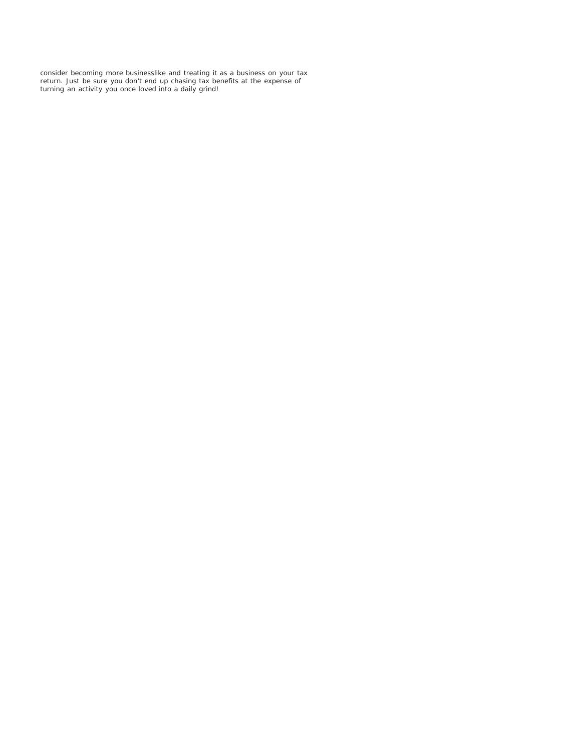consider becoming more businesslike and treating it as a business on your tax return. Just be sure you don't end up chasing tax benefits at the expense of turning an activity you once loved into a daily grind!